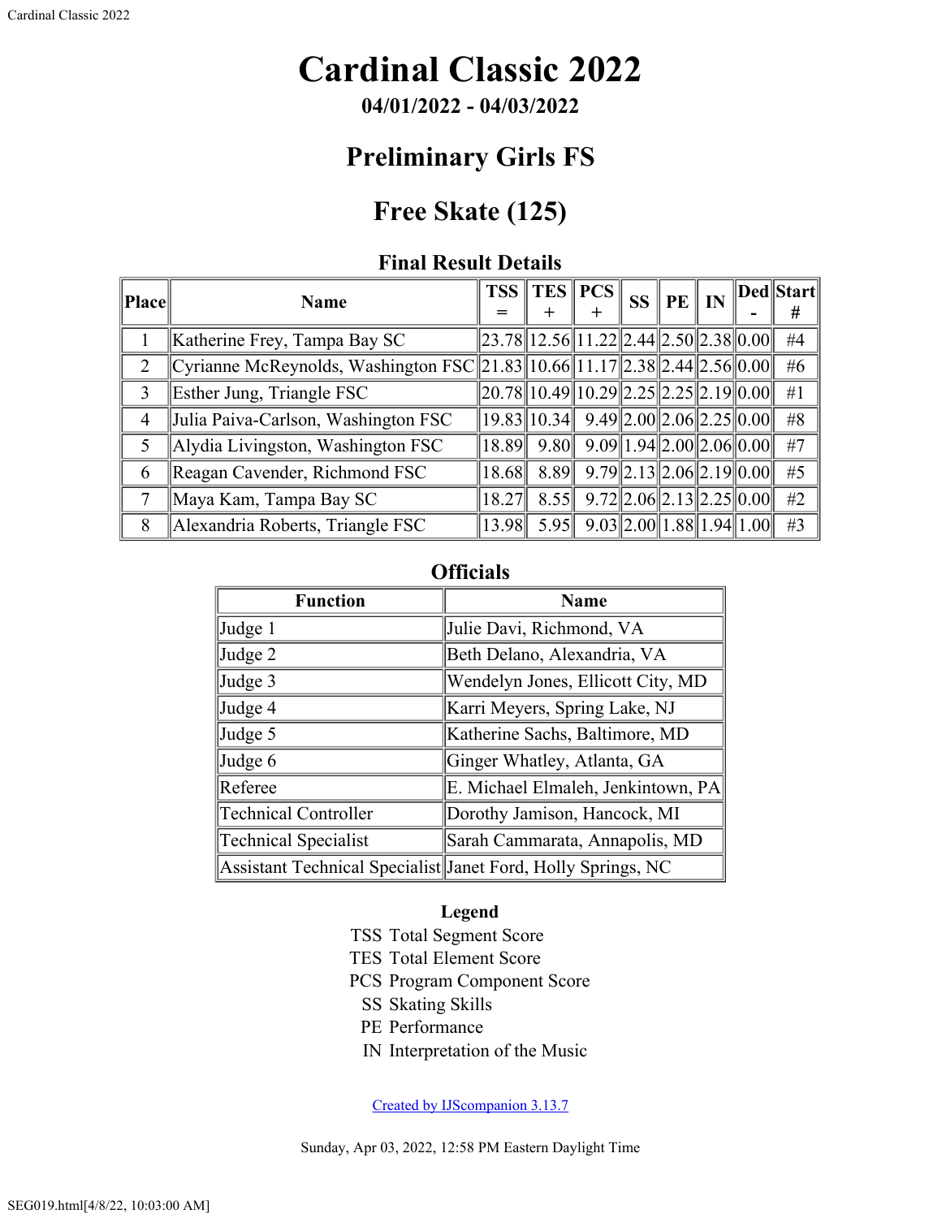# Cardinal Classic 2022

**04/01/2022 - 04/03/2022**

## Preliminary Girls FS

## Free Skate (125)

### Final Result Details

| Place | Name | TSS = | TES + | PCS + | SS | PE | IN | Ded - | Start # |
|---|---|---|---|---|---|---|---|---|---|
| 1 | Katherine Frey, Tampa Bay SC | 23.78 | 12.56 | 11.22 | 2.44 | 2.50 | 2.38 | 0.00 | #4 |
| 2 | Cyrianne McReynolds, Washington FSC | 21.83 | 10.66 | 11.17 | 2.38 | 2.44 | 2.56 | 0.00 | #6 |
| 3 | Esther Jung, Triangle FSC | 20.78 | 10.49 | 10.29 | 2.25 | 2.25 | 2.19 | 0.00 | #1 |
| 4 | Julia Paiva-Carlson, Washington FSC | 19.83 | 10.34 | 9.49 | 2.00 | 2.06 | 2.25 | 0.00 | #8 |
| 5 | Alydia Livingston, Washington FSC | 18.89 | 9.80 | 9.09 | 1.94 | 2.00 | 2.06 | 0.00 | #7 |
| 6 | Reagan Cavender, Richmond FSC | 18.68 | 8.89 | 9.79 | 2.13 | 2.06 | 2.19 | 0.00 | #5 |
| 7 | Maya Kam, Tampa Bay SC | 18.27 | 8.55 | 9.72 | 2.06 | 2.13 | 2.25 | 0.00 | #2 |
| 8 | Alexandria Roberts, Triangle FSC | 13.98 | 5.95 | 9.03 | 2.00 | 1.88 | 1.94 | 1.00 | #3 |

### Officials

| Function | Name |
|---|---|
| Judge 1 | Julie Davi, Richmond, VA |
| Judge 2 | Beth Delano, Alexandria, VA |
| Judge 3 | Wendelyn Jones, Ellicott City, MD |
| Judge 4 | Karri Meyers, Spring Lake, NJ |
| Judge 5 | Katherine Sachs, Baltimore, MD |
| Judge 6 | Ginger Whatley, Atlanta, GA |
| Referee | E. Michael Elmaleh, Jenkintown, PA |
| Technical Controller | Dorothy Jamison, Hancock, MI |
| Technical Specialist | Sarah Cammarata, Annapolis, MD |
| Assistant Technical Specialist | Janet Ford, Holly Springs, NC |

**Legend**

TSS Total Segment Score
TES Total Element Score
PCS Program Component Score
SS Skating Skills
PE Performance
IN Interpretation of the Music

Created by IJScompanion 3.13.7

Sunday, Apr 03, 2022, 12:58 PM Eastern Daylight Time